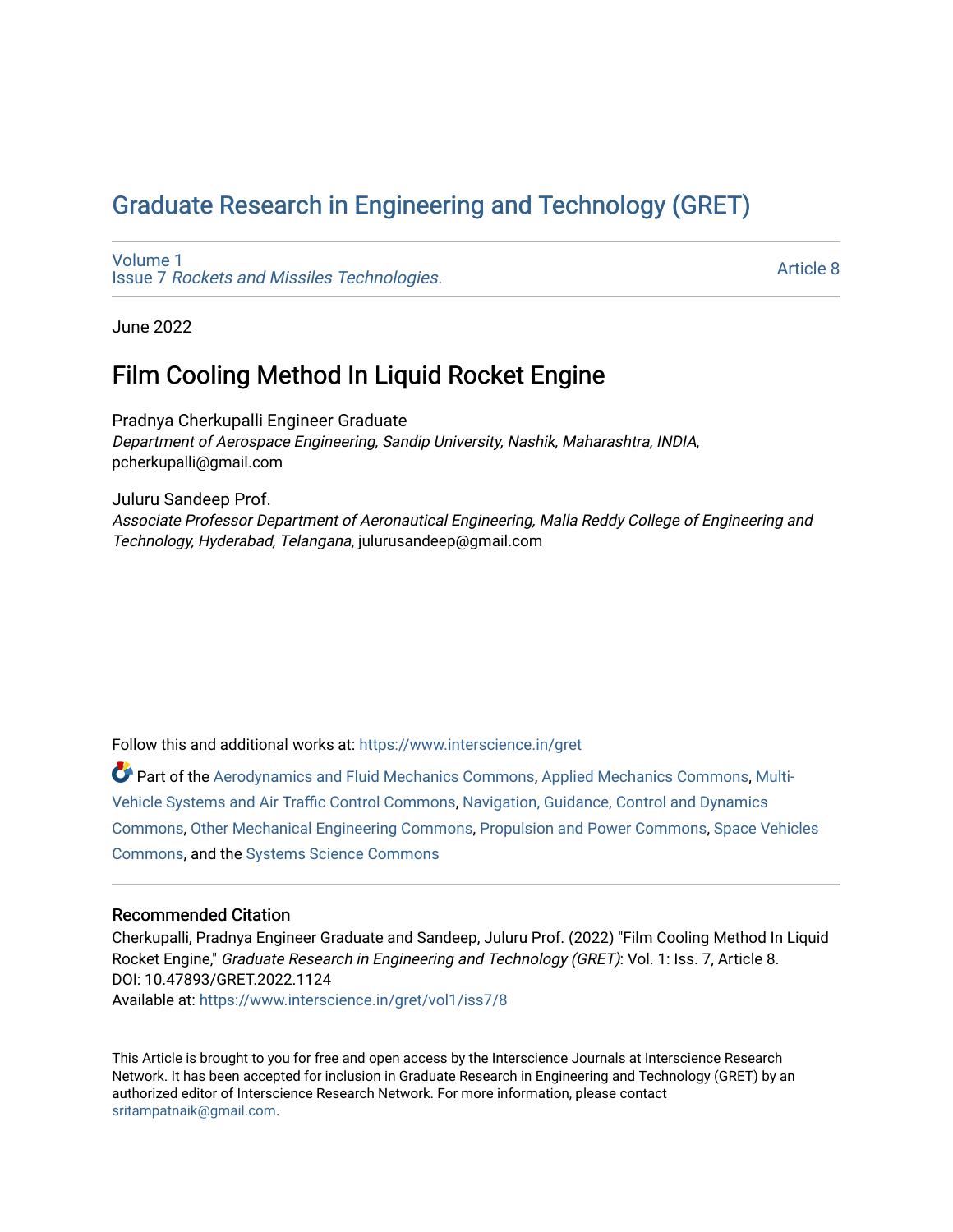# Graduate Research in Engineering and Technology (GRET)

Volume 1
Issue 7 *Rockets and Missiles Technologies.*

Article 8

June 2022

## Film Cooling Method In Liquid Rocket Engine

Pradnya Cherkupalli Engineer Graduate
*Department of Aerospace Engineering, Sandip University, Nashik, Maharashtra, INDIA*, pcherkupalli@gmail.com

Juluru Sandeep Prof.
*Associate Professor Department of Aeronautical Engineering, Malla Reddy College of Engineering and Technology, Hyderabad, Telangana*, julurusandeep@gmail.com

Follow this and additional works at: https://www.interscience.in/gret

Part of the Aerodynamics and Fluid Mechanics Commons, Applied Mechanics Commons, Multi-Vehicle Systems and Air Traffic Control Commons, Navigation, Guidance, Control and Dynamics Commons, Other Mechanical Engineering Commons, Propulsion and Power Commons, Space Vehicles Commons, and the Systems Science Commons

### Recommended Citation

Cherkupalli, Pradnya Engineer Graduate and Sandeep, Juluru Prof. (2022) "Film Cooling Method In Liquid Rocket Engine," *Graduate Research in Engineering and Technology (GRET)*: Vol. 1: Iss. 7, Article 8.
DOI: 10.47893/GRET.2022.1124
Available at: https://www.interscience.in/gret/vol1/iss7/8

This Article is brought to you for free and open access by the Interscience Journals at Interscience Research Network. It has been accepted for inclusion in Graduate Research in Engineering and Technology (GRET) by an authorized editor of Interscience Research Network. For more information, please contact sritampatnaik@gmail.com.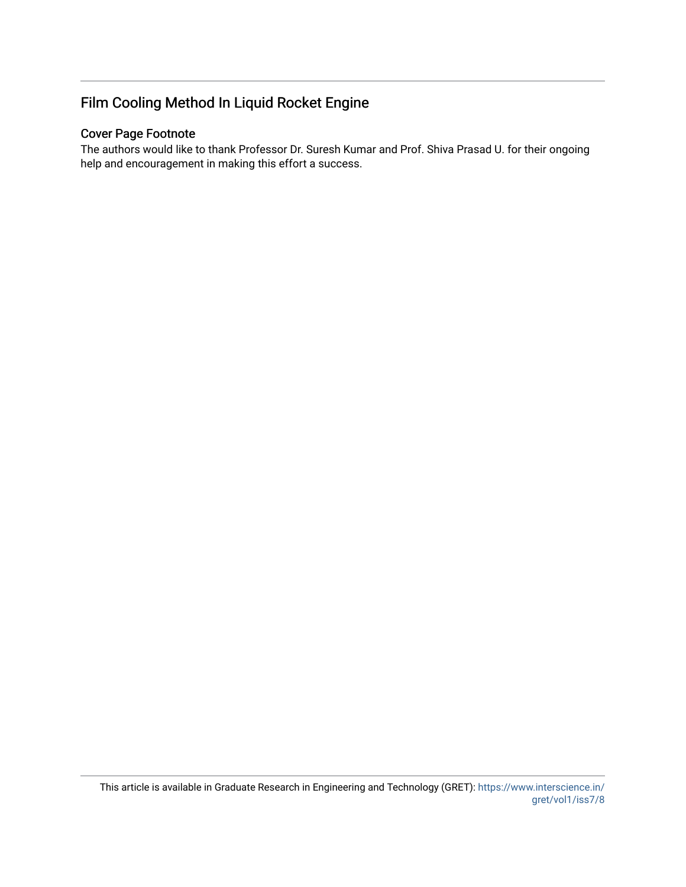# Film Cooling Method In Liquid Rocket Engine

## Cover Page Footnote

The authors would like to thank Professor Dr. Suresh Kumar and Prof. Shiva Prasad U. for their ongoing help and encouragement in making this effort a success.

This article is available in Graduate Research in Engineering and Technology (GRET): https://www.interscience.in/gret/vol1/iss7/8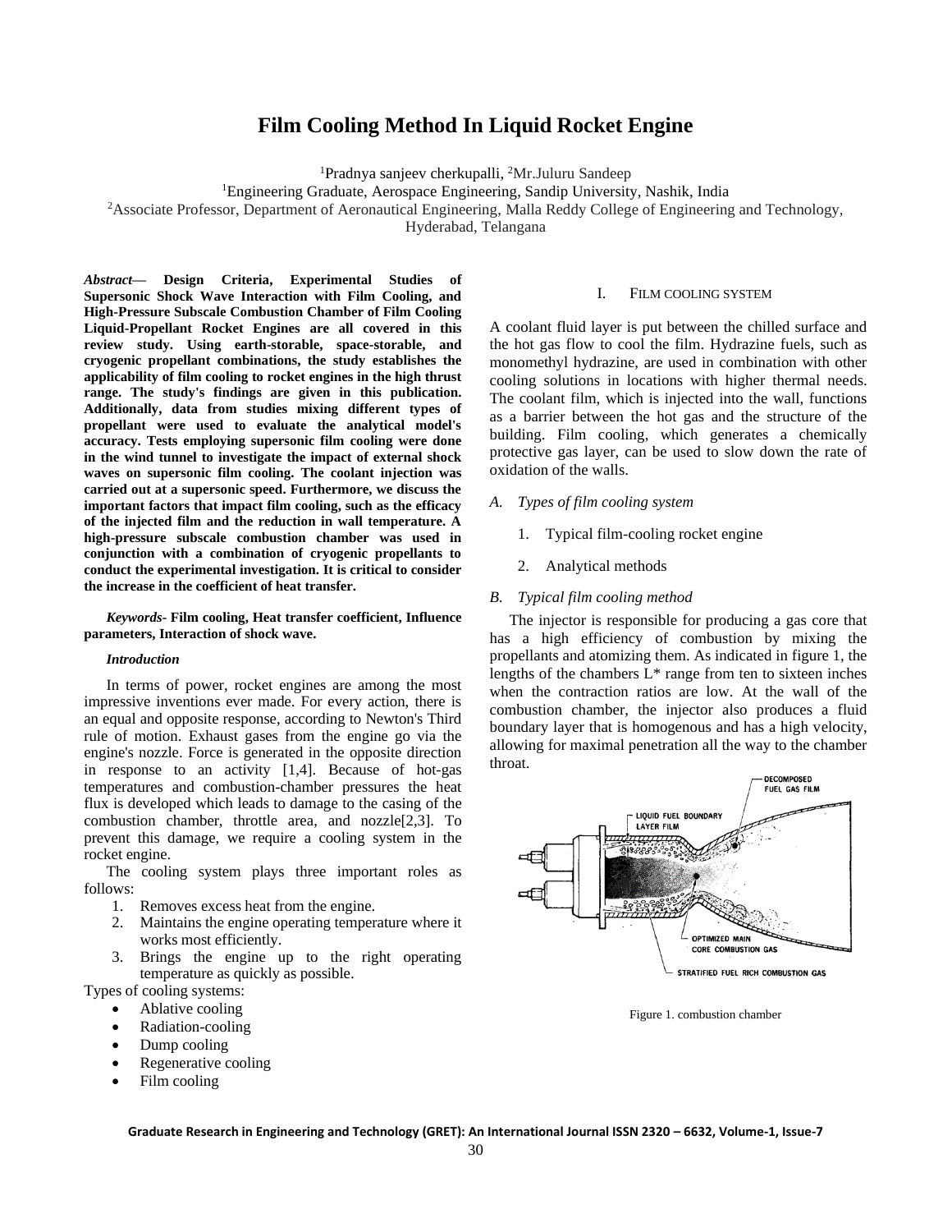# Film Cooling Method In Liquid Rocket Engine

[1]Pradnya sanjeev cherkupalli, [2]Mr.Juluru Sandeep

[1]Engineering Graduate, Aerospace Engineering, Sandip University, Nashik, India

[2]Associate Professor, Department of Aeronautical Engineering, Malla Reddy College of Engineering and Technology, Hyderabad, Telangana

***Abstract*— Design Criteria, Experimental Studies of Supersonic Shock Wave Interaction with Film Cooling, and High-Pressure Subscale Combustion Chamber of Film Cooling Liquid-Propellant Rocket Engines are all covered in this review study. Using earth-storable, space-storable, and cryogenic propellant combinations, the study establishes the applicability of film cooling to rocket engines in the high thrust range. The study's findings are given in this publication. Additionally, data from studies mixing different types of propellant were used to evaluate the analytical model's accuracy. Tests employing supersonic film cooling were done in the wind tunnel to investigate the impact of external shock waves on supersonic film cooling. The coolant injection was carried out at a supersonic speed. Furthermore, we discuss the important factors that impact film cooling, such as the efficacy of the injected film and the reduction in wall temperature. A high-pressure subscale combustion chamber was used in conjunction with a combination of cryogenic propellants to conduct the experimental investigation. It is critical to consider the increase in the coefficient of heat transfer.**

***Keywords-* Film cooling, Heat transfer coefficient, Influence parameters, Interaction of shock wave.**

### *Introduction*

In terms of power, rocket engines are among the most impressive inventions ever made. For every action, there is an equal and opposite response, according to Newton's Third rule of motion. Exhaust gases from the engine go via the engine's nozzle. Force is generated in the opposite direction in response to an activity [1,4]. Because of hot-gas temperatures and combustion-chamber pressures the heat flux is developed which leads to damage to the casing of the combustion chamber, throttle area, and nozzle[2,3]. To prevent this damage, we require a cooling system in the rocket engine.

The cooling system plays three important roles as follows:

1. Removes excess heat from the engine.
2. Maintains the engine operating temperature where it works most efficiently.
3. Brings the engine up to the right operating temperature as quickly as possible.

Types of cooling systems:

- Ablative cooling
- Radiation-cooling
- Dump cooling
- Regenerative cooling
- Film cooling

## I. Film cooling system

A coolant fluid layer is put between the chilled surface and the hot gas flow to cool the film. Hydrazine fuels, such as monomethyl hydrazine, are used in combination with other cooling solutions in locations with higher thermal needs. The coolant film, which is injected into the wall, functions as a barrier between the hot gas and the structure of the building. Film cooling, which generates a chemically protective gas layer, can be used to slow down the rate of oxidation of the walls.

### *A. Types of film cooling system*

1. Typical film-cooling rocket engine
2. Analytical methods

### *B. Typical film cooling method*

The injector is responsible for producing a gas core that has a high efficiency of combustion by mixing the propellants and atomizing them. As indicated in figure 1, the lengths of the chambers L* range from ten to sixteen inches when the contraction ratios are low. At the wall of the combustion chamber, the injector also produces a fluid boundary layer that is homogenous and has a high velocity, allowing for maximal penetration all the way to the chamber throat.

Figure 1. combustion chamber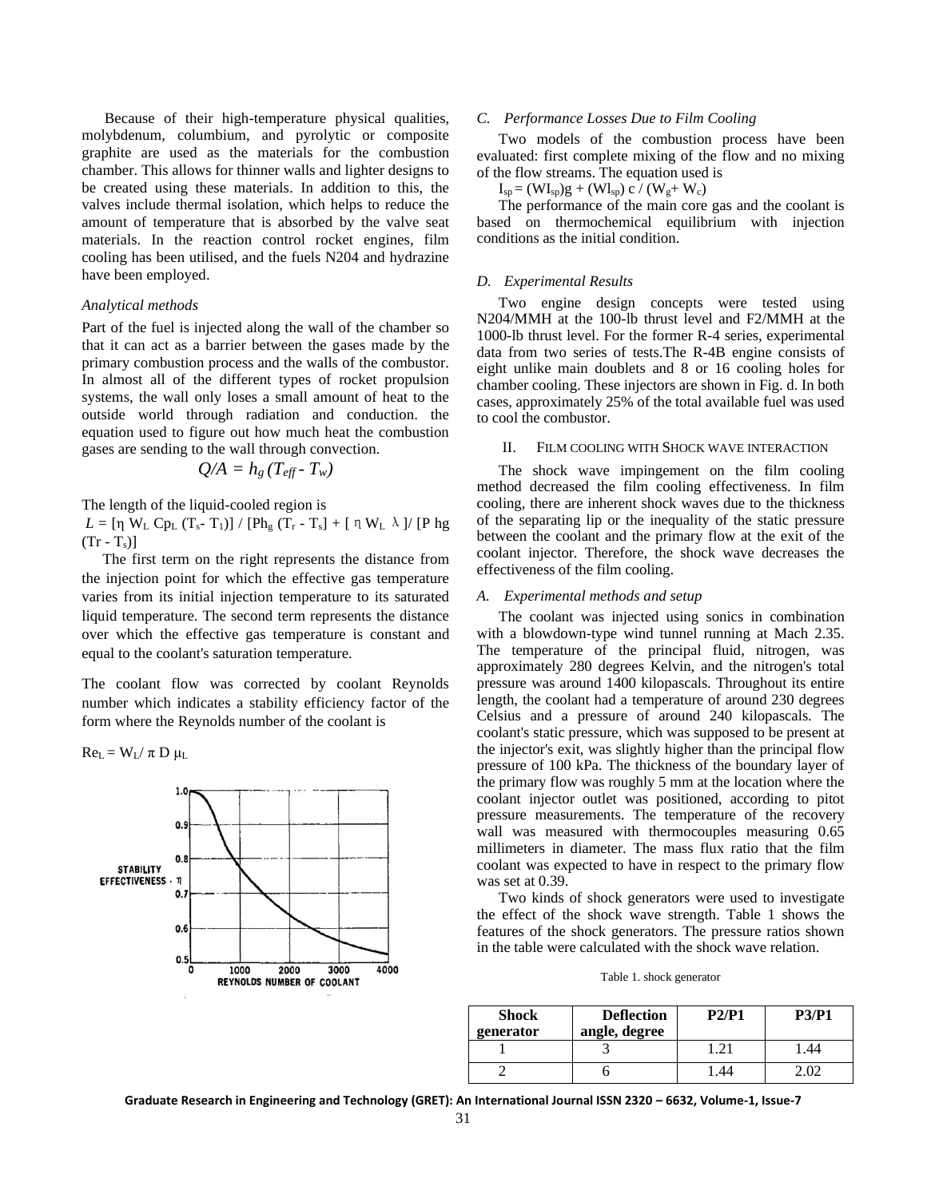Because of their high-temperature physical qualities, molybdenum, columbium, and pyrolytic or composite graphite are used as the materials for the combustion chamber. This allows for thinner walls and lighter designs to be created using these materials. In addition to this, the valves include thermal isolation, which helps to reduce the amount of temperature that is absorbed by the valve seat materials. In the reaction control rocket engines, film cooling has been utilised, and the fuels N204 and hydrazine have been employed.

*Analytical methods*

Part of the fuel is injected along the wall of the chamber so that it can act as a barrier between the gases made by the primary combustion process and the walls of the combustor. In almost all of the different types of rocket propulsion systems, the wall only loses a small amount of heat to the outside world through radiation and conduction. the equation used to figure out how much heat the combustion gases are sending to the wall through convection.

$$Q/A = h_g (T_{eff} - T_w)$$

The length of the liquid-cooled region is

$L = [\eta\, W_L\, Cp_L\, (T_s - T_1)] / [Ph_g\, (T_r - T_s] + [\,\eta\, W_L\, \lambda\,] / [P\, hg\, (Tr - T_s)]$

The first term on the right represents the distance from the injection point for which the effective gas temperature varies from its initial injection temperature to its saturated liquid temperature. The second term represents the distance over which the effective gas temperature is constant and equal to the coolant's saturation temperature.

The coolant flow was corrected by coolant Reynolds number which indicates a stability efficiency factor of the form where the Reynolds number of the coolant is

$Re_L = W_L / \pi\, D\, \mu_L$

### C. *Performance Losses Due to Film Cooling*

Two models of the combustion process have been evaluated: first complete mixing of the flow and no mixing of the flow streams. The equation used is

$I_{sp} = (WI_{sp})g + (Wl_{sp})\, c\, / \,(W_g + W_c)$

The performance of the main core gas and the coolant is based on thermochemical equilibrium with injection conditions as the initial condition.

### D. *Experimental Results*

Two engine design concepts were tested using N204/MMH at the 100-lb thrust level and F2/MMH at the 1000-lb thrust level. For the former R-4 series, experimental data from two series of tests.The R-4B engine consists of eight unlike main doublets and 8 or 16 cooling holes for chamber cooling. These injectors are shown in Fig. d. In both cases, approximately 25% of the total available fuel was used to cool the combustor.

## II. Film Cooling with Shock Wave Interaction

The shock wave impingement on the film cooling method decreased the film cooling effectiveness. In film cooling, there are inherent shock waves due to the thickness of the separating lip or the inequality of the static pressure between the coolant and the primary flow at the exit of the coolant injector. Therefore, the shock wave decreases the effectiveness of the film cooling.

### A. *Experimental methods and setup*

The coolant was injected using sonics in combination with a blowdown-type wind tunnel running at Mach 2.35. The temperature of the principal fluid, nitrogen, was approximately 280 degrees Kelvin, and the nitrogen's total pressure was around 1400 kilopascals. Throughout its entire length, the coolant had a temperature of around 230 degrees Celsius and a pressure of around 240 kilopascals. The coolant's static pressure, which was supposed to be present at the injector's exit, was slightly higher than the principal flow pressure of 100 kPa. The thickness of the boundary layer of the primary flow was roughly 5 mm at the location where the coolant injector outlet was positioned, according to pitot pressure measurements. The temperature of the recovery wall was measured with thermocouples measuring 0.65 millimeters in diameter. The mass flux ratio that the film coolant was expected to have in respect to the primary flow was set at 0.39.

Two kinds of shock generators were used to investigate the effect of the shock wave strength. Table 1 shows the features of the shock generators. The pressure ratios shown in the table were calculated with the shock wave relation.

Table 1. shock generator

| Shock generator | Deflection angle, degree | P2/P1 | P3/P1 |
|---|---|---|---|
| 1 | 3 | 1.21 | 1.44 |
| 2 | 6 | 1.44 | 2.02 |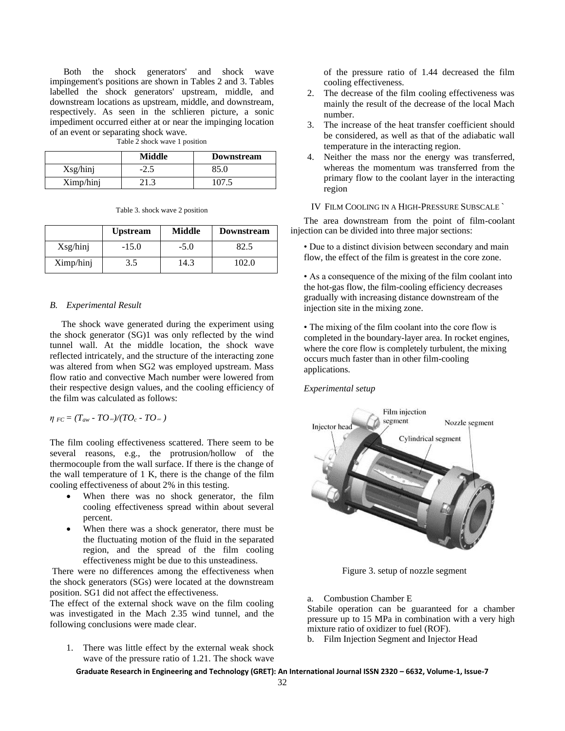Both the shock generators' and shock wave impingement's positions are shown in Tables 2 and 3. Tables labelled the shock generators' upstream, middle, and downstream locations as upstream, middle, and downstream, respectively. As seen in the schlieren picture, a sonic impediment occurred either at or near the impinging location of an event or separating shock wave.

Table 2 shock wave 1 position

| | Middle | Downstream |
|---|---|---|
| Xsg/hinj | -2.5 | 85.0 |
| Ximp/hinj | 21.3 | 107.5 |

Table 3. shock wave 2 position

| | Upstream | Middle | Downstream |
|---|---|---|---|
| Xsg/hinj | -15.0 | -5.0 | 82.5 |
| Ximp/hinj | 3.5 | 14.3 | 102.0 |

### *B. Experimental Result*

The shock wave generated during the experiment using the shock generator (SG)1 was only reflected by the wind tunnel wall. At the middle location, the shock wave reflected intricately, and the structure of the interacting zone was altered from when SG2 was employed upstream. Mass flow ratio and convective Mach number were lowered from their respective design values, and the cooling efficiency of the film was calculated as follows:

$$\eta_{FC} = (T_{aw} - TO_{\infty})/(TO_c - TO_{\infty})$$

The film cooling effectiveness scattered. There seem to be several reasons, e.g., the protrusion/hollow of the thermocouple from the wall surface. If there is the change of the wall temperature of 1 K, there is the change of the film cooling effectiveness of about 2% in this testing.

- When there was no shock generator, the film cooling effectiveness spread within about several percent.
- When there was a shock generator, there must be the fluctuating motion of the fluid in the separated region, and the spread of the film cooling effectiveness might be due to this unsteadiness.

There were no differences among the effectiveness when the shock generators (SGs) were located at the downstream position. SG1 did not affect the effectiveness.

The effect of the external shock wave on the film cooling was investigated in the Mach 2.35 wind tunnel, and the following conclusions were made clear.

1. There was little effect by the external weak shock wave of the pressure ratio of 1.21. The shock wave of the pressure ratio of 1.44 decreased the film cooling effectiveness.
2. The decrease of the film cooling effectiveness was mainly the result of the decrease of the local Mach number.
3. The increase of the heat transfer coefficient should be considered, as well as that of the adiabatic wall temperature in the interacting region.
4. Neither the mass nor the energy was transferred, whereas the momentum was transferred from the primary flow to the coolant layer in the interacting region

## IV FILM COOLING IN A HIGH-PRESSURE SUBSCALE `

The area downstream from the point of film-coolant injection can be divided into three major sections:

• Due to a distinct division between secondary and main flow, the effect of the film is greatest in the core zone.

• As a consequence of the mixing of the film coolant into the hot-gas flow, the film-cooling efficiency decreases gradually with increasing distance downstream of the injection site in the mixing zone.

• The mixing of the film coolant into the core flow is completed in the boundary-layer area. In rocket engines, where the core flow is completely turbulent, the mixing occurs much faster than in other film-cooling applications.

*Experimental setup*

Figure 3. setup of nozzle segment

a. Combustion Chamber E

Stabile operation can be guaranteed for a chamber pressure up to 15 MPa in combination with a very high mixture ratio of oxidizer to fuel (ROF).

b. Film Injection Segment and Injector Head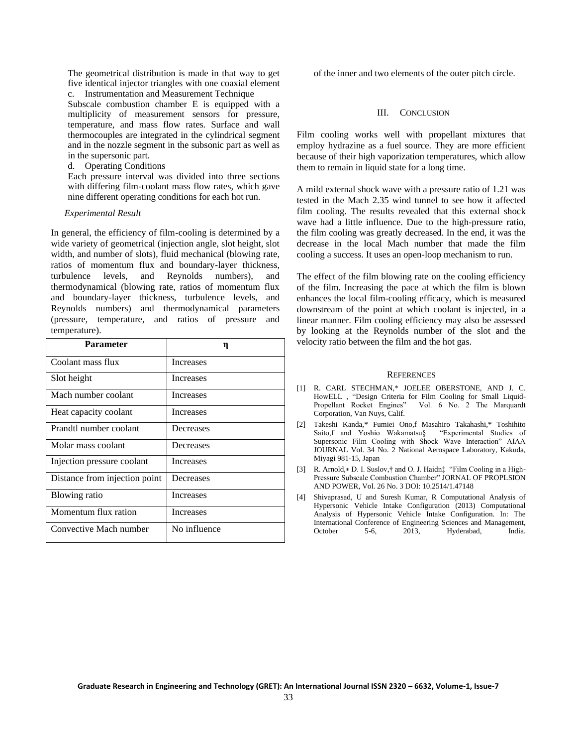The geometrical distribution is made in that way to get five identical injector triangles with one coaxial element of the inner and two elements of the outer pitch circle.

c. Instrumentation and Measurement Technique

Subscale combustion chamber E is equipped with a multiplicity of measurement sensors for pressure, temperature, and mass flow rates. Surface and wall thermocouples are integrated in the cylindrical segment and in the nozzle segment in the subsonic part as well as in the supersonic part.

d. Operating Conditions

Each pressure interval was divided into three sections with differing film-coolant mass flow rates, which gave nine different operating conditions for each hot run.

*Experimental Result*

In general, the efficiency of film-cooling is determined by a wide variety of geometrical (injection angle, slot height, slot width, and number of slots), fluid mechanical (blowing rate, ratios of momentum flux and boundary-layer thickness, turbulence levels, and Reynolds numbers), and thermodynamical (blowing rate, ratios of momentum flux and boundary-layer thickness, turbulence levels, and Reynolds numbers) and thermodynamical parameters (pressure, temperature, and ratios of pressure and temperature).

| Parameter | η |
|---|---|
| Coolant mass flux | Increases |
| Slot height | Increases |
| Mach number coolant | Increases |
| Heat capacity coolant | Increases |
| Prandtl number coolant | Decreases |
| Molar mass coolant | Decreases |
| Injection pressure coolant | Increases |
| Distance from injection point | Decreases |
| Blowing ratio | Increases |
| Momentum flux ration | Increases |
| Convective Mach number | No influence |

## III. Conclusion

Film cooling works well with propellant mixtures that employ hydrazine as a fuel source. They are more efficient because of their high vaporization temperatures, which allow them to remain in liquid state for a long time.

A mild external shock wave with a pressure ratio of 1.21 was tested in the Mach 2.35 wind tunnel to see how it affected film cooling. The results revealed that this external shock wave had a little influence. Due to the high-pressure ratio, the film cooling was greatly decreased. In the end, it was the decrease in the local Mach number that made the film cooling a success. It uses an open-loop mechanism to run.

The effect of the film blowing rate on the cooling efficiency of the film. Increasing the pace at which the film is blown enhances the local film-cooling efficacy, which is measured downstream of the point at which coolant is injected, in a linear manner. Film cooling efficiency may also be assessed by looking at the Reynolds number of the slot and the velocity ratio between the film and the hot gas.

## References

[1] R. CARL STECHMAN,* JOELEE OBERSTONE, AND J. C. HowELL , "Design Criteria for Film Cooling for Small Liquid-Propellant Rocket Engines" Vol. 6 No. 2 The Marquardt Corporation, Van Nuys, Calif.

[2] Takeshi Kanda,* Fumiei Ono,f Masahiro Takahashi,* Toshihito Saito,f and Yoshio Wakamatsu§ "Experimental Studies of Supersonic Film Cooling with Shock Wave Interaction" AIAA JOURNAL Vol. 34 No. 2 National Aerospace Laboratory, Kakuda, Miyagi 981-15, Japan

[3] R. Arnold,∗ D. I. Suslov,† and O. J. Haidn‡ "Film Cooling in a High-Pressure Subscale Combustion Chamber" JORNAL OF PROPLSION AND POWER, Vol. 26 No. 3 DOI: 10.2514/1.47148

[4] Shivaprasad, U and Suresh Kumar, R Computational Analysis of Hypersonic Vehicle Intake Configuration (2013) Computational Analysis of Hypersonic Vehicle Intake Configuration. In: The International Conference of Engineering Sciences and Management, October 5-6, 2013, Hyderabad, India.